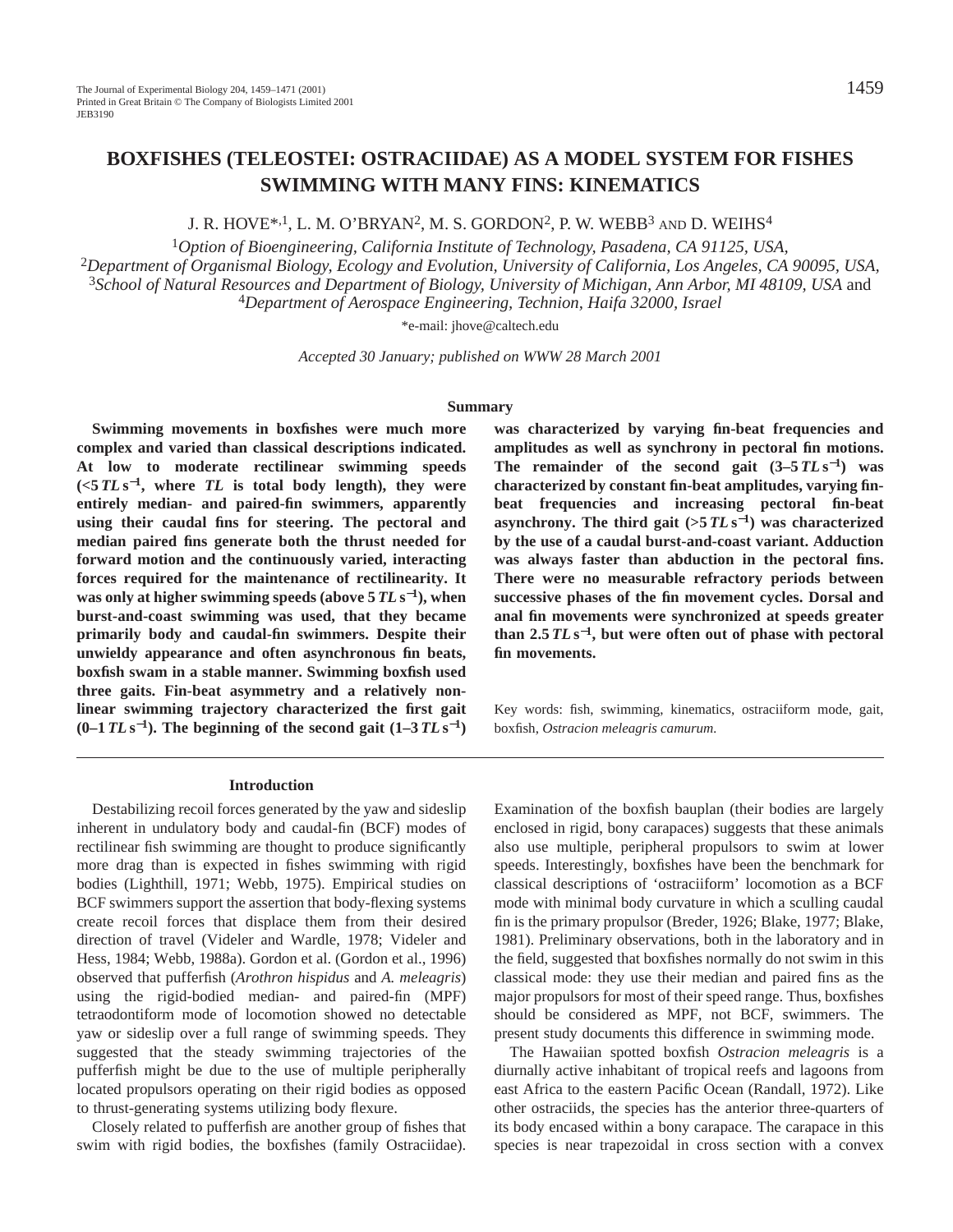# BOXFISHES (TELEOSTEI: OSTRACIIDAE) AS A MODEL SYSTEM FOR FISHES SWIMMING WITH MANY FINS: KINEMATICS

J. R. HOVE*[,1], L. M. O'BRYAN[2], M. S. GORDON[2], P. W. WEBB[3] AND D. WEIHS[4]

[1]*Option of Bioengineering, California Institute of Technology, Pasadena, CA 91125, USA,*
[2]*Department of Organismal Biology, Ecology and Evolution, University of California, Los Angeles, CA 90095, USA,*
[3]*School of Natural Resources and Department of Biology, University of Michigan, Ann Arbor, MI 48109, USA* and
[4]*Department of Aerospace Engineering, Technion, Haifa 32000, Israel*

*e-mail: jhove@caltech.edu

*Accepted 30 January; published on WWW 28 March 2001*

## Summary

**Swimming movements in boxfishes were much more complex and varied than classical descriptions indicated. At low to moderate rectilinear swimming speeds (<5 *TL* s$^{-1}$, where *TL* is total body length), they were entirely median- and paired-fin swimmers, apparently using their caudal fins for steering. The pectoral and median paired fins generate both the thrust needed for forward motion and the continuously varied, interacting forces required for the maintenance of rectilinearity. It was only at higher swimming speeds (above 5 *TL* s$^{-1}$), when burst-and-coast swimming was used, that they became primarily body and caudal-fin swimmers. Despite their unwieldy appearance and often asynchronous fin beats, boxfish swam in a stable manner. Swimming boxfish used three gaits. Fin-beat asymmetry and a relatively non-linear swimming trajectory characterized the first gait (0–1 *TL* s$^{-1}$). The beginning of the second gait (1–3 *TL* s$^{-1}$) was characterized by varying fin-beat frequencies and amplitudes as well as synchrony in pectoral fin motions. The remainder of the second gait (3–5 *TL* s$^{-1}$) was characterized by constant fin-beat amplitudes, varying fin-beat frequencies and increasing pectoral fin-beat asynchrony. The third gait (>5 *TL* s$^{-1}$) was characterized by the use of a caudal burst-and-coast variant. Adduction was always faster than abduction in the pectoral fins. There were no measurable refractory periods between successive phases of the fin movement cycles. Dorsal and anal fin movements were synchronized at speeds greater than 2.5 *TL* s$^{-1}$, but were often out of phase with pectoral fin movements.**

Key words: fish, swimming, kinematics, ostraciiform mode, gait, boxfish, *Ostracion meleagris camurum.*

## Introduction

Destabilizing recoil forces generated by the yaw and sideslip inherent in undulatory body and caudal-fin (BCF) modes of rectilinear fish swimming are thought to produce significantly more drag than is expected in fishes swimming with rigid bodies (Lighthill, 1971; Webb, 1975). Empirical studies on BCF swimmers support the assertion that body-flexing systems create recoil forces that displace them from their desired direction of travel (Videler and Wardle, 1978; Videler and Hess, 1984; Webb, 1988a). Gordon et al. (Gordon et al., 1996) observed that pufferfish (*Arothron hispidus* and *A. meleagris*) using the rigid-bodied median- and paired-fin (MPF) tetraodontiform mode of locomotion showed no detectable yaw or sideslip over a full range of swimming speeds. They suggested that the steady swimming trajectories of the pufferfish might be due to the use of multiple peripherally located propulsors operating on their rigid bodies as opposed to thrust-generating systems utilizing body flexure.

Closely related to pufferfish are another group of fishes that swim with rigid bodies, the boxfishes (family Ostraciidae). Examination of the boxfish bauplan (their bodies are largely enclosed in rigid, bony carapaces) suggests that these animals also use multiple, peripheral propulsors to swim at lower speeds. Interestingly, boxfishes have been the benchmark for classical descriptions of 'ostraciiform' locomotion as a BCF mode with minimal body curvature in which a sculling caudal fin is the primary propulsor (Breder, 1926; Blake, 1977; Blake, 1981). Preliminary observations, both in the laboratory and in the field, suggested that boxfishes normally do not swim in this classical mode: they use their median and paired fins as the major propulsors for most of their speed range. Thus, boxfishes should be considered as MPF, not BCF, swimmers. The present study documents this difference in swimming mode.

The Hawaiian spotted boxfish *Ostracion meleagris* is a diurnally active inhabitant of tropical reefs and lagoons from east Africa to the eastern Pacific Ocean (Randall, 1972). Like other ostraciids, the species has the anterior three-quarters of its body encased within a bony carapace. The carapace in this species is near trapezoidal in cross section with a convex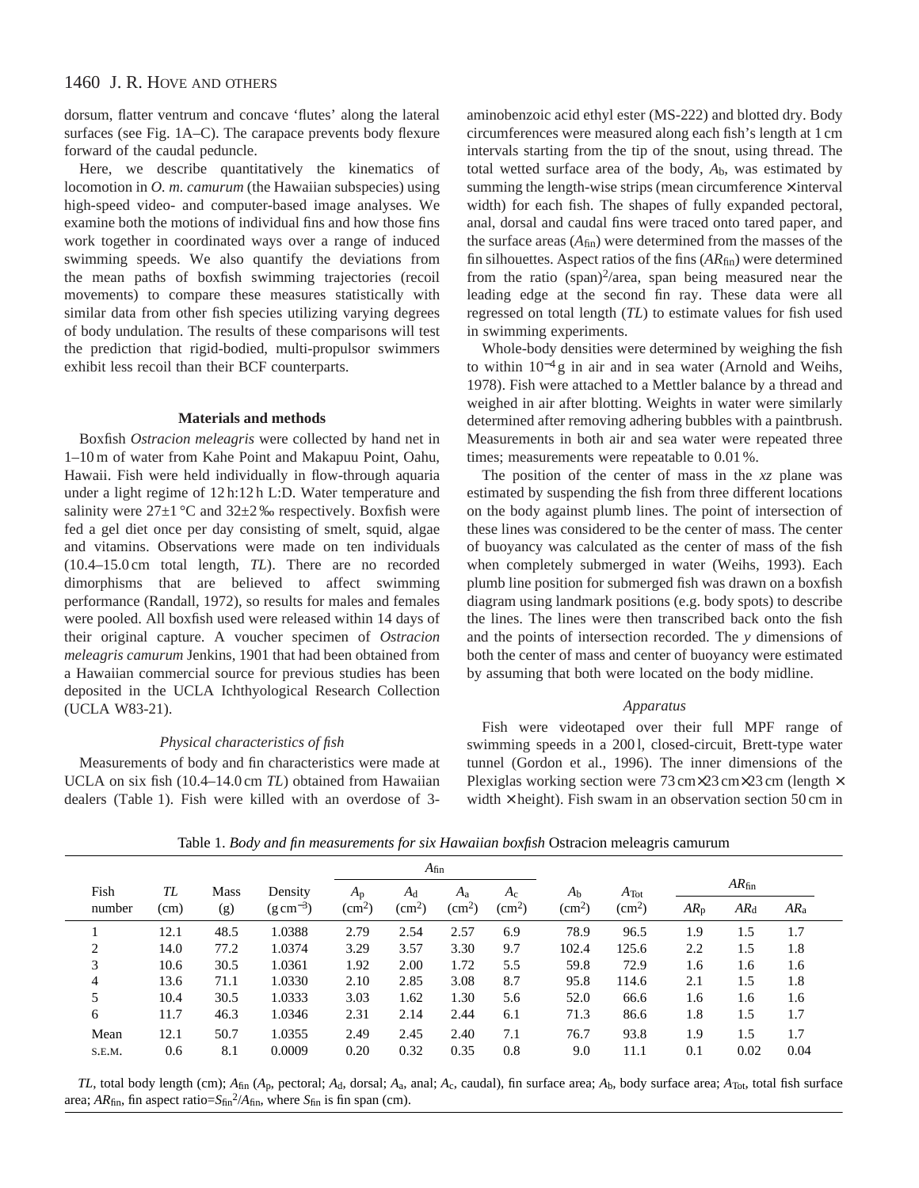dorsum, flatter ventrum and concave 'flutes' along the lateral surfaces (see Fig. 1A–C). The carapace prevents body flexure forward of the caudal peduncle.

Here, we describe quantitatively the kinematics of locomotion in *O. m. camurum* (the Hawaiian subspecies) using high-speed video- and computer-based image analyses. We examine both the motions of individual fins and how those fins work together in coordinated ways over a range of induced swimming speeds. We also quantify the deviations from the mean paths of boxfish swimming trajectories (recoil movements) to compare these measures statistically with similar data from other fish species utilizing varying degrees of body undulation. The results of these comparisons will test the prediction that rigid-bodied, multi-propulsor swimmers exhibit less recoil than their BCF counterparts.

## Materials and methods

Boxfish *Ostracion meleagris* were collected by hand net in 1–10 m of water from Kahe Point and Makapuu Point, Oahu, Hawaii. Fish were held individually in flow-through aquaria under a light regime of 12 h:12 h L:D. Water temperature and salinity were 27±1 °C and 32±2 ‰ respectively. Boxfish were fed a gel diet once per day consisting of smelt, squid, algae and vitamins. Observations were made on ten individuals (10.4–15.0 cm total length, *TL*). There are no recorded dimorphisms that are believed to affect swimming performance (Randall, 1972), so results for males and females were pooled. All boxfish used were released within 14 days of their original capture. A voucher specimen of *Ostracion meleagris camurum* Jenkins, 1901 that had been obtained from a Hawaiian commercial source for previous studies has been deposited in the UCLA Ichthyological Research Collection (UCLA W83-21).

### *Physical characteristics of fish*

Measurements of body and fin characteristics were made at UCLA on six fish (10.4–14.0 cm *TL*) obtained from Hawaiian dealers (Table 1). Fish were killed with an overdose of 3-aminobenzoic acid ethyl ester (MS-222) and blotted dry. Body circumferences were measured along each fish's length at 1 cm intervals starting from the tip of the snout, using thread. The total wetted surface area of the body, $A_b$, was estimated by summing the length-wise strips (mean circumference × interval width) for each fish. The shapes of fully expanded pectoral, anal, dorsal and caudal fins were traced onto tared paper, and the surface areas ($A_{fin}$) were determined from the masses of the fin silhouettes. Aspect ratios of the fins ($AR_{fin}$) were determined from the ratio (span)$^2$/area, span being measured near the leading edge at the second fin ray. These data were all regressed on total length (*TL*) to estimate values for fish used in swimming experiments.

Whole-body densities were determined by weighing the fish to within $10^{-4}$ g in air and in sea water (Arnold and Weihs, 1978). Fish were attached to a Mettler balance by a thread and weighed in air after blotting. Weights in water were similarly determined after removing adhering bubbles with a paintbrush. Measurements in both air and sea water were repeated three times; measurements were repeatable to 0.01 %.

The position of the center of mass in the *xz* plane was estimated by suspending the fish from three different locations on the body against plumb lines. The point of intersection of these lines was considered to be the center of mass. The center of buoyancy was calculated as the center of mass of the fish when completely submerged in water (Weihs, 1993). Each plumb line position for submerged fish was drawn on a boxfish diagram using landmark positions (e.g. body spots) to describe the lines. The lines were then transcribed back onto the fish and the points of intersection recorded. The *y* dimensions of both the center of mass and center of buoyancy were estimated by assuming that both were located on the body midline.

### *Apparatus*

Fish were videotaped over their full MPF range of swimming speeds in a 200 l, closed-circuit, Brett-type water tunnel (Gordon et al., 1996). The inner dimensions of the Plexiglas working section were 73 cm×23 cm×23 cm (length × width × height). Fish swam in an observation section 50 cm in

Table 1. *Body and fin measurements for six Hawaiian boxfish* Ostracion meleagris camurum

| Fish number | *TL* (cm) | Mass (g) | Density (g cm$^{-3}$) | $A_{fin}$ $A_p$ (cm$^2$) | $A_d$ (cm$^2$) | $A_a$ (cm$^2$) | $A_c$ (cm$^2$) | $A_b$ (cm$^2$) | $A_{Tot}$ (cm$^2$) | $AR_{fin}$ $AR_p$ | $AR_d$ | $AR_a$ |
|---|---|---|---|---|---|---|---|---|---|---|---|---|
| 1 | 12.1 | 48.5 | 1.0388 | 2.79 | 2.54 | 2.57 | 6.9 | 78.9 | 96.5 | 1.9 | 1.5 | 1.7 |
| 2 | 14.0 | 77.2 | 1.0374 | 3.29 | 3.57 | 3.30 | 9.7 | 102.4 | 125.6 | 2.2 | 1.5 | 1.8 |
| 3 | 10.6 | 30.5 | 1.0361 | 1.92 | 2.00 | 1.72 | 5.5 | 59.8 | 72.9 | 1.6 | 1.6 | 1.6 |
| 4 | 13.6 | 71.1 | 1.0330 | 2.10 | 2.85 | 3.08 | 8.7 | 95.8 | 114.6 | 2.1 | 1.5 | 1.8 |
| 5 | 10.4 | 30.5 | 1.0333 | 3.03 | 1.62 | 1.30 | 5.6 | 52.0 | 66.6 | 1.6 | 1.6 | 1.6 |
| 6 | 11.7 | 46.3 | 1.0346 | 2.31 | 2.14 | 2.44 | 6.1 | 71.3 | 86.6 | 1.8 | 1.5 | 1.7 |
| Mean | 12.1 | 50.7 | 1.0355 | 2.49 | 2.45 | 2.40 | 7.1 | 76.7 | 93.8 | 1.9 | 1.5 | 1.7 |
| S.E.M. | 0.6 | 8.1 | 0.0009 | 0.20 | 0.32 | 0.35 | 0.8 | 9.0 | 11.1 | 0.1 | 0.02 | 0.04 |

*TL*, total body length (cm); $A_{fin}$ ($A_p$, pectoral; $A_d$, dorsal; $A_a$, anal; $A_c$, caudal), fin surface area; $A_b$, body surface area; $A_{Tot}$, total fish surface area; $AR_{fin}$, fin aspect ratio=$S_{fin}{}^2/A_{fin}$, where $S_{fin}$ is fin span (cm).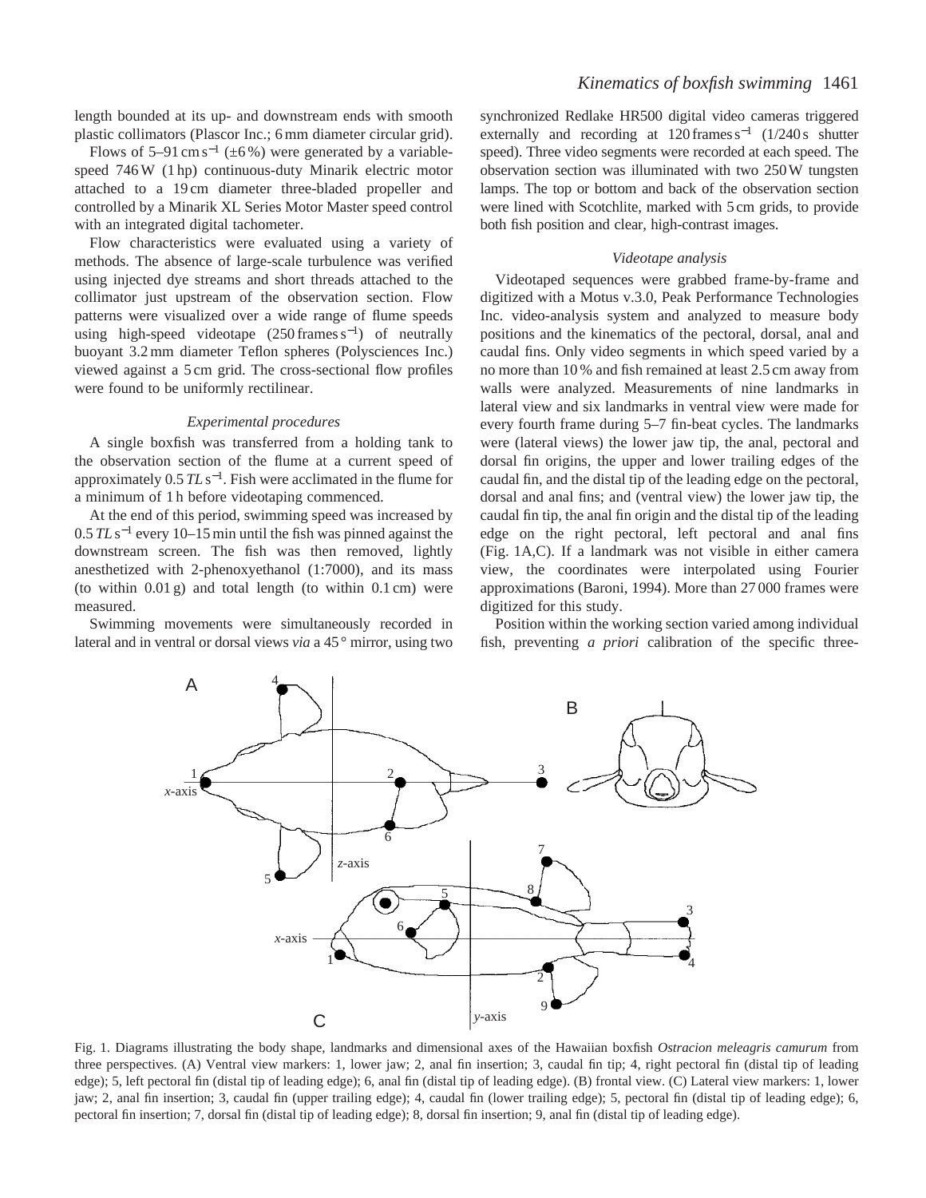length bounded at its up- and downstream ends with smooth plastic collimators (Plascor Inc.; 6 mm diameter circular grid).

Flows of 5–91 cm s$^{-1}$ (±6 %) were generated by a variable-speed 746 W (1 hp) continuous-duty Minarik electric motor attached to a 19 cm diameter three-bladed propeller and controlled by a Minarik XL Series Motor Master speed control with an integrated digital tachometer.

Flow characteristics were evaluated using a variety of methods. The absence of large-scale turbulence was verified using injected dye streams and short threads attached to the collimator just upstream of the observation section. Flow patterns were visualized over a wide range of flume speeds using high-speed videotape (250 frames s$^{-1}$) of neutrally buoyant 3.2 mm diameter Teflon spheres (Polysciences Inc.) viewed against a 5 cm grid. The cross-sectional flow profiles were found to be uniformly rectilinear.

### *Experimental procedures*

A single boxfish was transferred from a holding tank to the observation section of the flume at a current speed of approximately 0.5 *TL* s$^{-1}$. Fish were acclimated in the flume for a minimum of 1 h before videotaping commenced.

At the end of this period, swimming speed was increased by 0.5 *TL* s$^{-1}$ every 10–15 min until the fish was pinned against the downstream screen. The fish was then removed, lightly anesthetized with 2-phenoxyethanol (1:7000), and its mass (to within 0.01 g) and total length (to within 0.1 cm) were measured.

Swimming movements were simultaneously recorded in lateral and in ventral or dorsal views *via* a 45 ° mirror, using two synchronized Redlake HR500 digital video cameras triggered externally and recording at 120 frames s$^{-1}$ (1/240 s shutter speed). Three video segments were recorded at each speed. The observation section was illuminated with two 250 W tungsten lamps. The top or bottom and back of the observation section were lined with Scotchlite, marked with 5 cm grids, to provide both fish position and clear, high-contrast images.

### *Videotape analysis*

Videotaped sequences were grabbed frame-by-frame and digitized with a Motus v.3.0, Peak Performance Technologies Inc. video-analysis system and analyzed to measure body positions and the kinematics of the pectoral, dorsal, anal and caudal fins. Only video segments in which speed varied by a no more than 10 % and fish remained at least 2.5 cm away from walls were analyzed. Measurements of nine landmarks in lateral view and six landmarks in ventral view were made for every fourth frame during 5–7 fin-beat cycles. The landmarks were (lateral views) the lower jaw tip, the anal, pectoral and dorsal fin origins, the upper and lower trailing edges of the caudal fin, and the distal tip of the leading edge on the pectoral, dorsal and anal fins; and (ventral view) the lower jaw tip, the caudal fin tip, the anal fin origin and the distal tip of the leading edge on the right pectoral, left pectoral and anal fins (Fig. 1A,C). If a landmark was not visible in either camera view, the coordinates were interpolated using Fourier approximations (Baroni, 1994). More than 27 000 frames were digitized for this study.

Position within the working section varied among individual fish, preventing *a priori* calibration of the specific three-

Fig. 1. Diagrams illustrating the body shape, landmarks and dimensional axes of the Hawaiian boxfish *Ostracion meleagris camurum* from three perspectives. (A) Ventral view markers: 1, lower jaw; 2, anal fin insertion; 3, caudal fin tip; 4, right pectoral fin (distal tip of leading edge); 5, left pectoral fin (distal tip of leading edge); 6, anal fin (distal tip of leading edge). (B) frontal view. (C) Lateral view markers: 1, lower jaw; 2, anal fin insertion; 3, caudal fin (upper trailing edge); 4, caudal fin (lower trailing edge); 5, pectoral fin (distal tip of leading edge); 6, pectoral fin insertion; 7, dorsal fin (distal tip of leading edge); 8, dorsal fin insertion; 9, anal fin (distal tip of leading edge).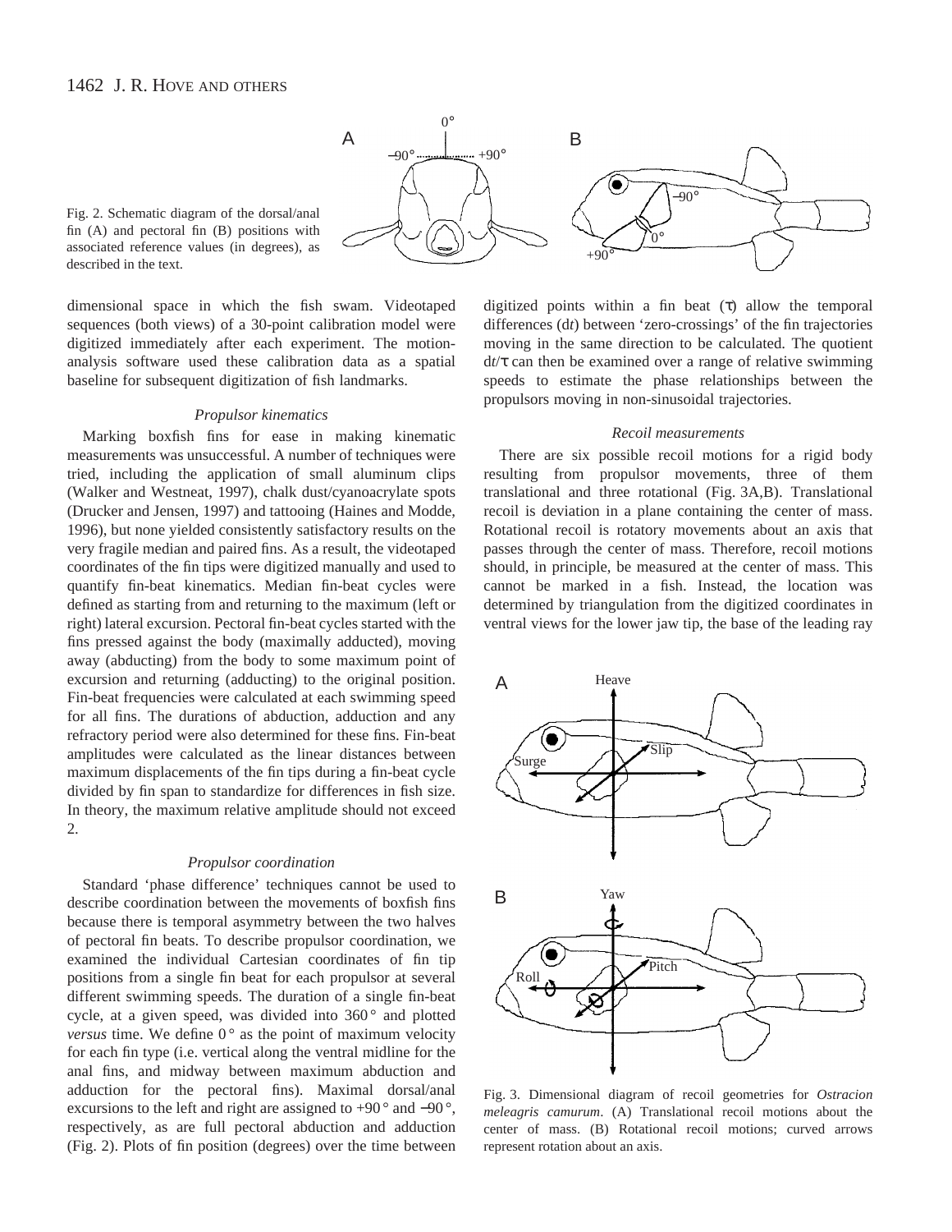Fig. 2. Schematic diagram of the dorsal/anal fin (A) and pectoral fin (B) positions with associated reference values (in degrees), as described in the text.

dimensional space in which the fish swam. Videotaped sequences (both views) of a 30-point calibration model were digitized immediately after each experiment. The motion-analysis software used these calibration data as a spatial baseline for subsequent digitization of fish landmarks.

### *Propulsor kinematics*

Marking boxfish fins for ease in making kinematic measurements was unsuccessful. A number of techniques were tried, including the application of small aluminum clips (Walker and Westneat, 1997), chalk dust/cyanoacrylate spots (Drucker and Jensen, 1997) and tattooing (Haines and Modde, 1996), but none yielded consistently satisfactory results on the very fragile median and paired fins. As a result, the videotaped coordinates of the fin tips were digitized manually and used to quantify fin-beat kinematics. Median fin-beat cycles were defined as starting from and returning to the maximum (left or right) lateral excursion. Pectoral fin-beat cycles started with the fins pressed against the body (maximally adducted), moving away (abducting) from the body to some maximum point of excursion and returning (adducting) to the original position. Fin-beat frequencies were calculated at each swimming speed for all fins. The durations of abduction, adduction and any refractory period were also determined for these fins. Fin-beat amplitudes were calculated as the linear distances between maximum displacements of the fin tips during a fin-beat cycle divided by fin span to standardize for differences in fish size. In theory, the maximum relative amplitude should not exceed 2.

### *Propulsor coordination*

Standard 'phase difference' techniques cannot be used to describe coordination between the movements of boxfish fins because there is temporal asymmetry between the two halves of pectoral fin beats. To describe propulsor coordination, we examined the individual Cartesian coordinates of fin tip positions from a single fin beat for each propulsor at several different swimming speeds. The duration of a single fin-beat cycle, at a given speed, was divided into 360° and plotted *versus* time. We define 0° as the point of maximum velocity for each fin type (i.e. vertical along the ventral midline for the anal fins, and midway between maximum abduction and adduction for the pectoral fins). Maximal dorsal/anal excursions to the left and right are assigned to +90° and −90°, respectively, as are full pectoral abduction and adduction (Fig. 2). Plots of fin position (degrees) over the time between digitized points within a fin beat ($\tau$) allow the temporal differences ($dt$) between 'zero-crossings' of the fin trajectories moving in the same direction to be calculated. The quotient $dt/\tau$ can then be examined over a range of relative swimming speeds to estimate the phase relationships between the propulsors moving in non-sinusoidal trajectories.

### *Recoil measurements*

There are six possible recoil motions for a rigid body resulting from propulsor movements, three of them translational and three rotational (Fig. 3A,B). Translational recoil is deviation in a plane containing the center of mass. Rotational recoil is rotatory movements about an axis that passes through the center of mass. Therefore, recoil motions should, in principle, be measured at the center of mass. This cannot be marked in a fish. Instead, the location was determined by triangulation from the digitized coordinates in ventral views for the lower jaw tip, the base of the leading ray

Fig. 3. Dimensional diagram of recoil geometries for *Ostracion meleagris camurum*. (A) Translational recoil motions about the center of mass. (B) Rotational recoil motions; curved arrows represent rotation about an axis.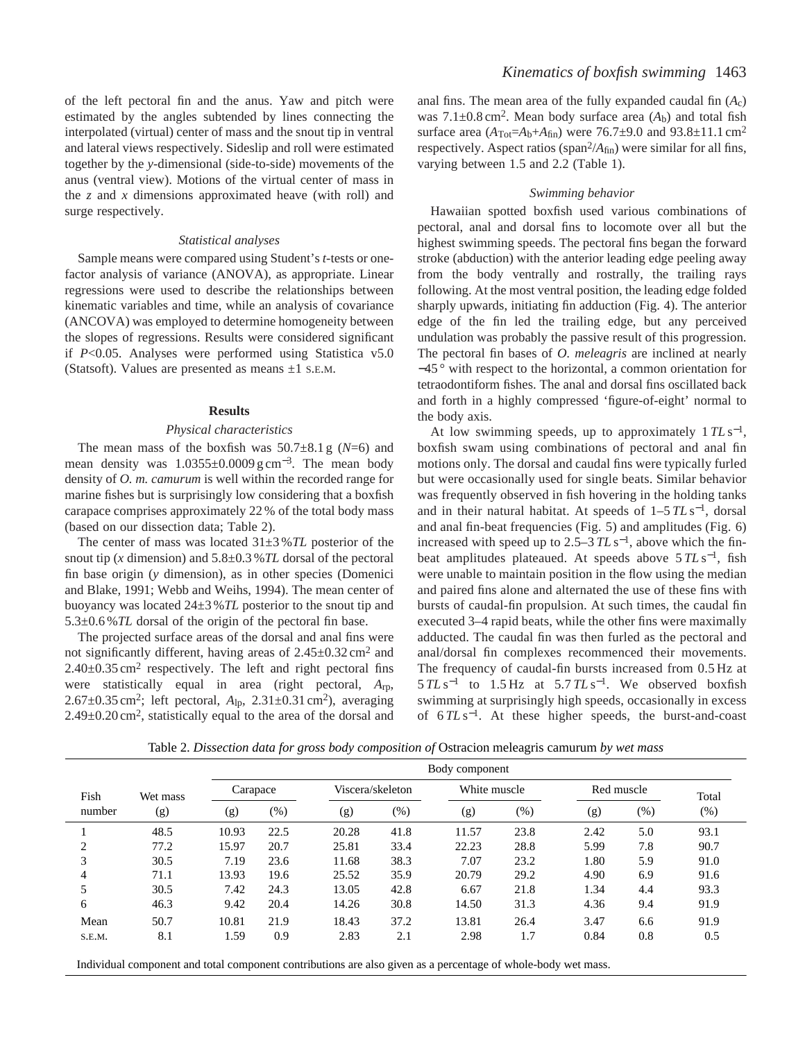of the left pectoral fin and the anus. Yaw and pitch were estimated by the angles subtended by lines connecting the interpolated (virtual) center of mass and the snout tip in ventral and lateral views respectively. Sideslip and roll were estimated together by the *y*-dimensional (side-to-side) movements of the anus (ventral view). Motions of the virtual center of mass in the *z* and *x* dimensions approximated heave (with roll) and surge respectively.

### *Statistical analyses*

Sample means were compared using Student's *t*-tests or one-factor analysis of variance (ANOVA), as appropriate. Linear regressions were used to describe the relationships between kinematic variables and time, while an analysis of covariance (ANCOVA) was employed to determine homogeneity between the slopes of regressions. Results were considered significant if $P<0.05$. Analyses were performed using Statistica v5.0 (Statsoft). Values are presented as means ±1 S.E.M.

## Results

### *Physical characteristics*

The mean mass of the boxfish was 50.7±8.1 g ($N$=6) and mean density was 1.0355±0.0009 g cm$^{-3}$. The mean body density of *O. m. camurum* is well within the recorded range for marine fishes but is surprisingly low considering that a boxfish carapace comprises approximately 22 % of the total body mass (based on our dissection data; Table 2).

The center of mass was located 31±3 %*TL* posterior of the snout tip (*x* dimension) and 5.8±0.3 %*TL* dorsal of the pectoral fin base origin (*y* dimension), as in other species (Domenici and Blake, 1991; Webb and Weihs, 1994). The mean center of buoyancy was located 24±3 %*TL* posterior to the snout tip and 5.3±0.6 %*TL* dorsal of the origin of the pectoral fin base.

The projected surface areas of the dorsal and anal fins were not significantly different, having areas of 2.45±0.32 cm$^2$ and 2.40±0.35 cm$^2$ respectively. The left and right pectoral fins were statistically equal in area (right pectoral, $A_{rp}$, 2.67±0.35 cm$^2$; left pectoral, $A_{lp}$, 2.31±0.31 cm$^2$), averaging 2.49±0.20 cm$^2$, statistically equal to the area of the dorsal and anal fins. The mean area of the fully expanded caudal fin ($A_c$) was 7.1±0.8 cm$^2$. Mean body surface area ($A_b$) and total fish surface area ($A_{Tot}$=$A_b$+$A_{fin}$) were 76.7±9.0 and 93.8±11.1 cm$^2$ respectively. Aspect ratios (span$^2$/$A_{fin}$) were similar for all fins, varying between 1.5 and 2.2 (Table 1).

### *Swimming behavior*

Hawaiian spotted boxfish used various combinations of pectoral, anal and dorsal fins to locomote over all but the highest swimming speeds. The pectoral fins began the forward stroke (abduction) with the anterior leading edge peeling away from the body ventrally and rostrally, the trailing rays following. At the most ventral position, the leading edge folded sharply upwards, initiating fin adduction (Fig. 4). The anterior edge of the fin led the trailing edge, but any perceived undulation was probably the passive result of this progression. The pectoral fin bases of *O. meleagris* are inclined at nearly −45 ° with respect to the horizontal, a common orientation for tetraodontiform fishes. The anal and dorsal fins oscillated back and forth in a highly compressed 'figure-of-eight' normal to the body axis.

At low swimming speeds, up to approximately 1 *TL* s$^{-1}$, boxfish swam using combinations of pectoral and anal fin motions only. The dorsal and caudal fins were typically furled but were occasionally used for single beats. Similar behavior was frequently observed in fish hovering in the holding tanks and in their natural habitat. At speeds of 1–5 *TL* s$^{-1}$, dorsal and anal fin-beat frequencies (Fig. 5) and amplitudes (Fig. 6) increased with speed up to 2.5–3 *TL* s$^{-1}$, above which the fin-beat amplitudes plateaued. At speeds above 5 *TL* s$^{-1}$, fish were unable to maintain position in the flow using the median and paired fins alone and alternated the use of these fins with bursts of caudal-fin propulsion. At such times, the caudal fin executed 3–4 rapid beats, while the other fins were maximally adducted. The caudal fin was then furled as the pectoral and anal/dorsal fin complexes recommenced their movements. The frequency of caudal-fin bursts increased from 0.5 Hz at 5 *TL* s$^{-1}$ to 1.5 Hz at 5.7 *TL* s$^{-1}$. We observed boxfish swimming at surprisingly high speeds, occasionally in excess of 6 *TL* s$^{-1}$. At these higher speeds, the burst-and-coast

Table 2. *Dissection data for gross body composition of* Ostracion meleagris camurum *by wet mass*

| Fish number | Wet mass (g) | Carapace (g) | Carapace (%) | Viscera/skeleton (g) | Viscera/skeleton (%) | White muscle (g) | White muscle (%) | Red muscle (g) | Red muscle (%) | Total (%) |
|---|---|---|---|---|---|---|---|---|---|---|
| 1 | 48.5 | 10.93 | 22.5 | 20.28 | 41.8 | 11.57 | 23.8 | 2.42 | 5.0 | 93.1 |
| 2 | 77.2 | 15.97 | 20.7 | 25.81 | 33.4 | 22.23 | 28.8 | 5.99 | 7.8 | 90.7 |
| 3 | 30.5 | 7.19 | 23.6 | 11.68 | 38.3 | 7.07 | 23.2 | 1.80 | 5.9 | 91.0 |
| 4 | 71.1 | 13.93 | 19.6 | 25.52 | 35.9 | 20.79 | 29.2 | 4.90 | 6.9 | 91.6 |
| 5 | 30.5 | 7.42 | 24.3 | 13.05 | 42.8 | 6.67 | 21.8 | 1.34 | 4.4 | 93.3 |
| 6 | 46.3 | 9.42 | 20.4 | 14.26 | 30.8 | 14.50 | 31.3 | 4.36 | 9.4 | 91.9 |
| Mean | 50.7 | 10.81 | 21.9 | 18.43 | 37.2 | 13.81 | 26.4 | 3.47 | 6.6 | 91.9 |
| S.E.M. | 8.1 | 1.59 | 0.9 | 2.83 | 2.1 | 2.98 | 1.7 | 0.84 | 0.8 | 0.5 |

Individual component and total component contributions are also given as a percentage of whole-body wet mass.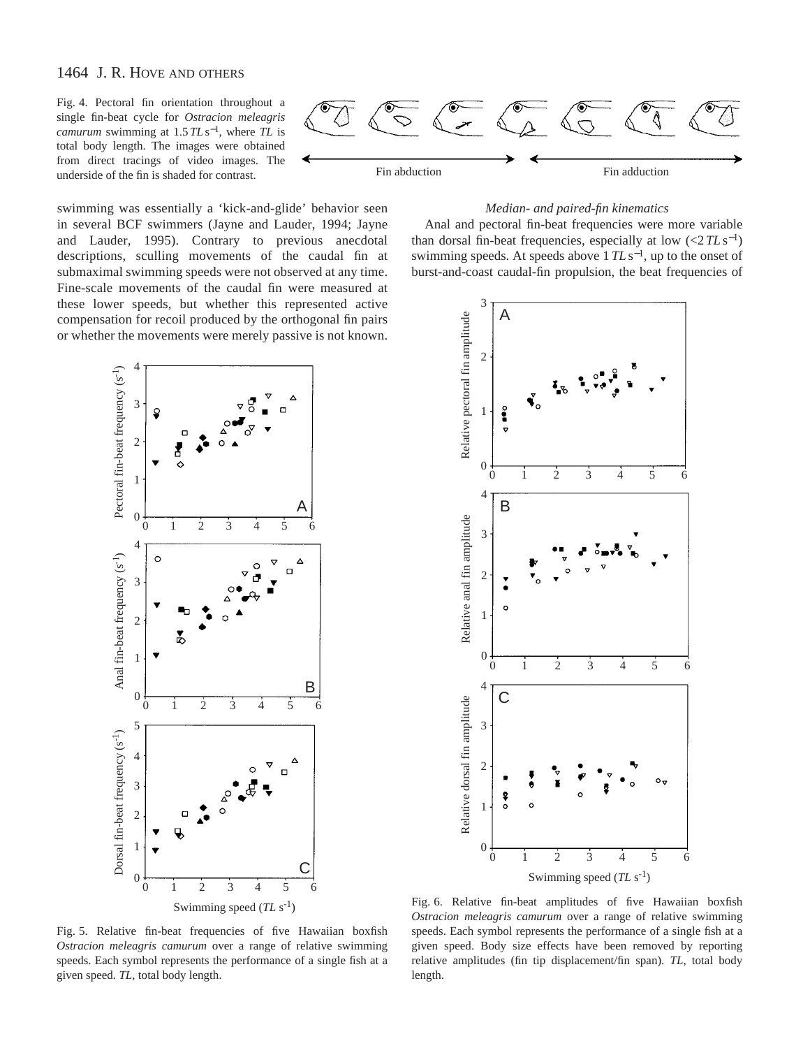Fig. 4. Pectoral fin orientation throughout a single fin-beat cycle for *Ostracion meleagris camurum* swimming at 1.5 $TL\,s^{-1}$, where $TL$ is total body length. The images were obtained from direct tracings of video images. The underside of the fin is shaded for contrast.

swimming was essentially a 'kick-and-glide' behavior seen in several BCF swimmers (Jayne and Lauder, 1994; Jayne and Lauder, 1995). Contrary to previous anecdotal descriptions, sculling movements of the caudal fin at submaximal swimming speeds were not observed at any time. Fine-scale movements of the caudal fin were measured at these lower speeds, but whether this represented active compensation for recoil produced by the orthogonal fin pairs or whether the movements were merely passive is not known.

Fig. 5. Relative fin-beat frequencies of five Hawaiian boxfish *Ostracion meleagris camurum* over a range of relative swimming speeds. Each symbol represents the performance of a single fish at a given speed. $TL$, total body length.

### *Median- and paired-fin kinematics*

Anal and pectoral fin-beat frequencies were more variable than dorsal fin-beat frequencies, especially at low (<2 $TL\,s^{-1}$) swimming speeds. At speeds above 1 $TL\,s^{-1}$, up to the onset of burst-and-coast caudal-fin propulsion, the beat frequencies of

Fig. 6. Relative fin-beat amplitudes of five Hawaiian boxfish *Ostracion meleagris camurum* over a range of relative swimming speeds. Each symbol represents the performance of a single fish at a given speed. Body size effects have been removed by reporting relative amplitudes (fin tip displacement/fin span). $TL$, total body length.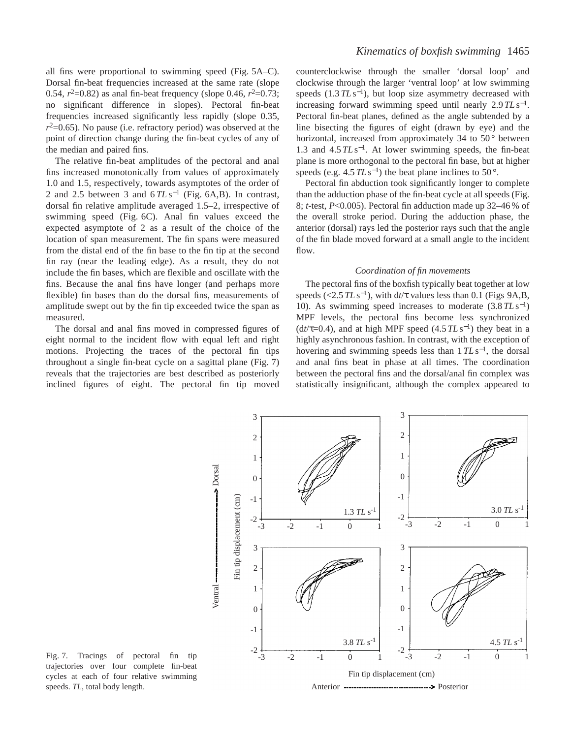all fins were proportional to swimming speed (Fig. 5A–C). Dorsal fin-beat frequencies increased at the same rate (slope 0.54, $r^2$=0.82) as anal fin-beat frequency (slope 0.46, $r^2$=0.73; no significant difference in slopes). Pectoral fin-beat frequencies increased significantly less rapidly (slope 0.35, $r^2$=0.65). No pause (i.e. refractory period) was observed at the point of direction change during the fin-beat cycles of any of the median and paired fins.

The relative fin-beat amplitudes of the pectoral and anal fins increased monotonically from values of approximately 1.0 and 1.5, respectively, towards asymptotes of the order of 2 and 2.5 between 3 and 6 $TL\,s^{-1}$ (Fig. 6A,B). In contrast, dorsal fin relative amplitude averaged 1.5–2, irrespective of swimming speed (Fig. 6C). Anal fin values exceed the expected asymptote of 2 as a result of the choice of the location of span measurement. The fin spans were measured from the distal end of the fin base to the fin tip at the second fin ray (near the leading edge). As a result, they do not include the fin bases, which are flexible and oscillate with the fins. Because the anal fins have longer (and perhaps more flexible) fin bases than do the dorsal fins, measurements of amplitude swept out by the fin tip exceeded twice the span as measured.

The dorsal and anal fins moved in compressed figures of eight normal to the incident flow with equal left and right motions. Projecting the traces of the pectoral fin tips throughout a single fin-beat cycle on a sagittal plane (Fig. 7) reveals that the trajectories are best described as posteriorly inclined figures of eight. The pectoral fin tip moved counterclockwise through the smaller 'dorsal loop' and clockwise through the larger 'ventral loop' at low swimming speeds (1.3 $TL\,s^{-1}$), but loop size asymmetry decreased with increasing forward swimming speed until nearly 2.9 $TL\,s^{-1}$. Pectoral fin-beat planes, defined as the angle subtended by a line bisecting the figures of eight (drawn by eye) and the horizontal, increased from approximately 34 to 50° between 1.3 and 4.5 $TL\,s^{-1}$. At lower swimming speeds, the fin-beat plane is more orthogonal to the pectoral fin base, but at higher speeds (e.g. 4.5 $TL\,s^{-1}$) the beat plane inclines to 50°.

Pectoral fin abduction took significantly longer to complete than the adduction phase of the fin-beat cycle at all speeds (Fig. 8; *t*-test, $P$<0.005). Pectoral fin adduction made up 32–46% of the overall stroke period. During the adduction phase, the anterior (dorsal) rays led the posterior rays such that the angle of the fin blade moved forward at a small angle to the incident flow.

### *Coordination of fin movements*

The pectoral fins of the boxfish typically beat together at low speeds (<2.5 $TL\,s^{-1}$), with $dt/\tau$ values less than 0.1 (Figs 9A,B, 10). As swimming speed increases to moderate (3.8 $TL\,s^{-1}$) MPF levels, the pectoral fins become less synchronized ($dt/\tau$=0.4), and at high MPF speed (4.5 $TL\,s^{-1}$) they beat in a highly asynchronous fashion. In contrast, with the exception of hovering and swimming speeds less than 1 $TL\,s^{-1}$, the dorsal and anal fins beat in phase at all times. The coordination between the pectoral fins and the dorsal/anal fin complex was statistically insignificant, although the complex appeared to

Fig. 7. Tracings of pectoral fin tip trajectories over four complete fin-beat cycles at each of four relative swimming speeds. *TL*, total body length.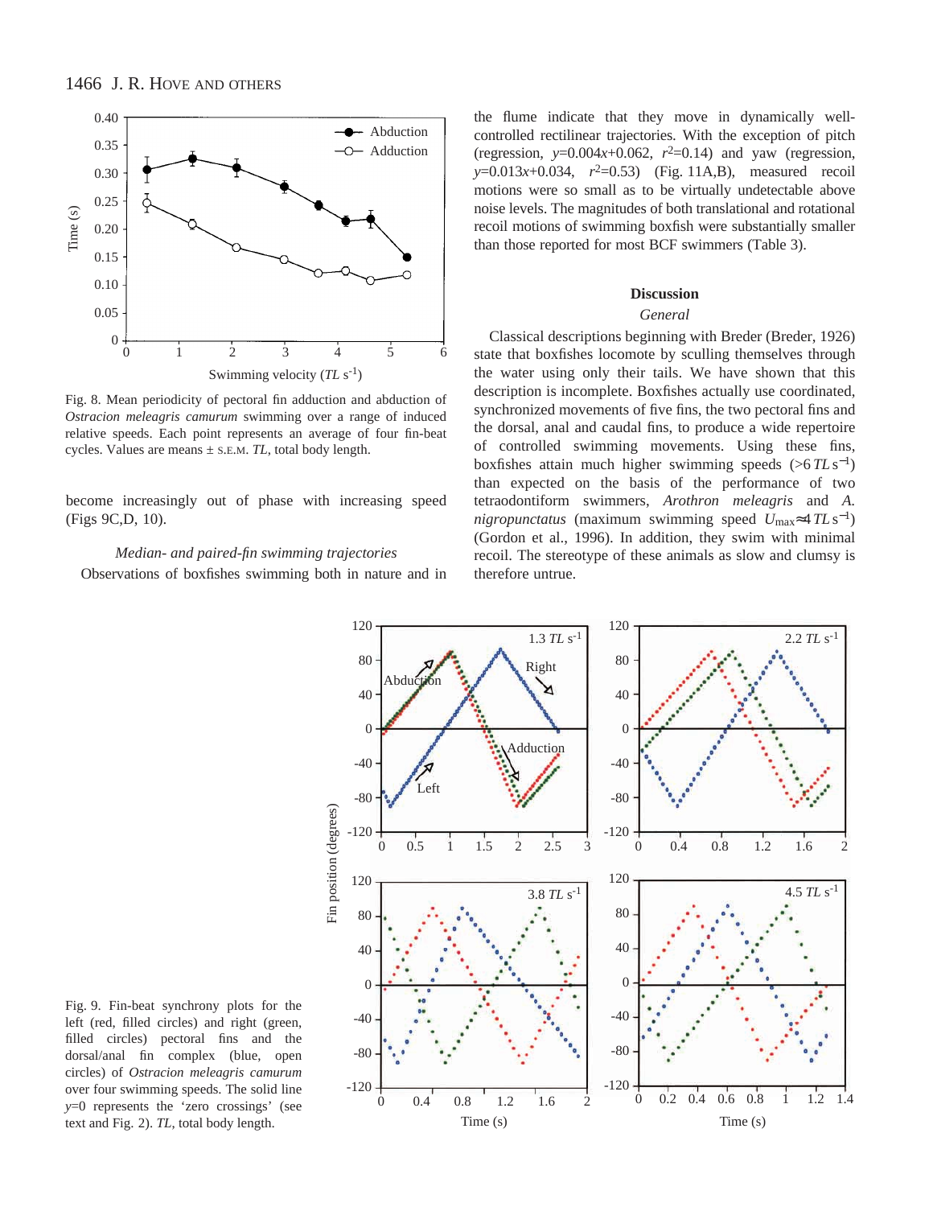Fig. 8. Mean periodicity of pectoral fin adduction and abduction of *Ostracion meleagris camurum* swimming over a range of induced relative speeds. Each point represents an average of four fin-beat cycles. Values are means ± S.E.M. *TL*, total body length.

become increasingly out of phase with increasing speed (Figs 9C,D, 10).

*Median- and paired-fin swimming trajectories*

Observations of boxfishes swimming both in nature and in the flume indicate that they move in dynamically well-controlled rectilinear trajectories. With the exception of pitch (regression, $y$=0.004$x$+0.062, $r^2$=0.14) and yaw (regression, $y$=0.013$x$+0.034, $r^2$=0.53) (Fig. 11A,B), measured recoil motions were so small as to be virtually undetectable above noise levels. The magnitudes of both translational and rotational recoil motions of swimming boxfish were substantially smaller than those reported for most BCF swimmers (Table 3).

## Discussion

### *General*

Classical descriptions beginning with Breder (Breder, 1926) state that boxfishes locomote by sculling themselves through the water using only their tails. We have shown that this description is incomplete. Boxfishes actually use coordinated, synchronized movements of five fins, the two pectoral fins and the dorsal, anal and caudal fins, to produce a wide repertoire of controlled swimming movements. Using these fins, boxfishes attain much higher swimming speeds (>6 $TL\,s^{-1}$) than expected on the basis of the performance of two tetraodontiform swimmers, *Arothron meleagris* and *A. nigropunctatus* (maximum swimming speed $U_{max}$≈4 $TL\,s^{-1}$) (Gordon et al., 1996). In addition, they swim with minimal recoil. The stereotype of these animals as slow and clumsy is therefore untrue.

Fig. 9. Fin-beat synchrony plots for the left (red, filled circles) and right (green, filled circles) pectoral fins and the dorsal/anal fin complex (blue, open circles) of *Ostracion meleagris camurum* over four swimming speeds. The solid line $y$=0 represents the 'zero crossings' (see text and Fig. 2). *TL*, total body length.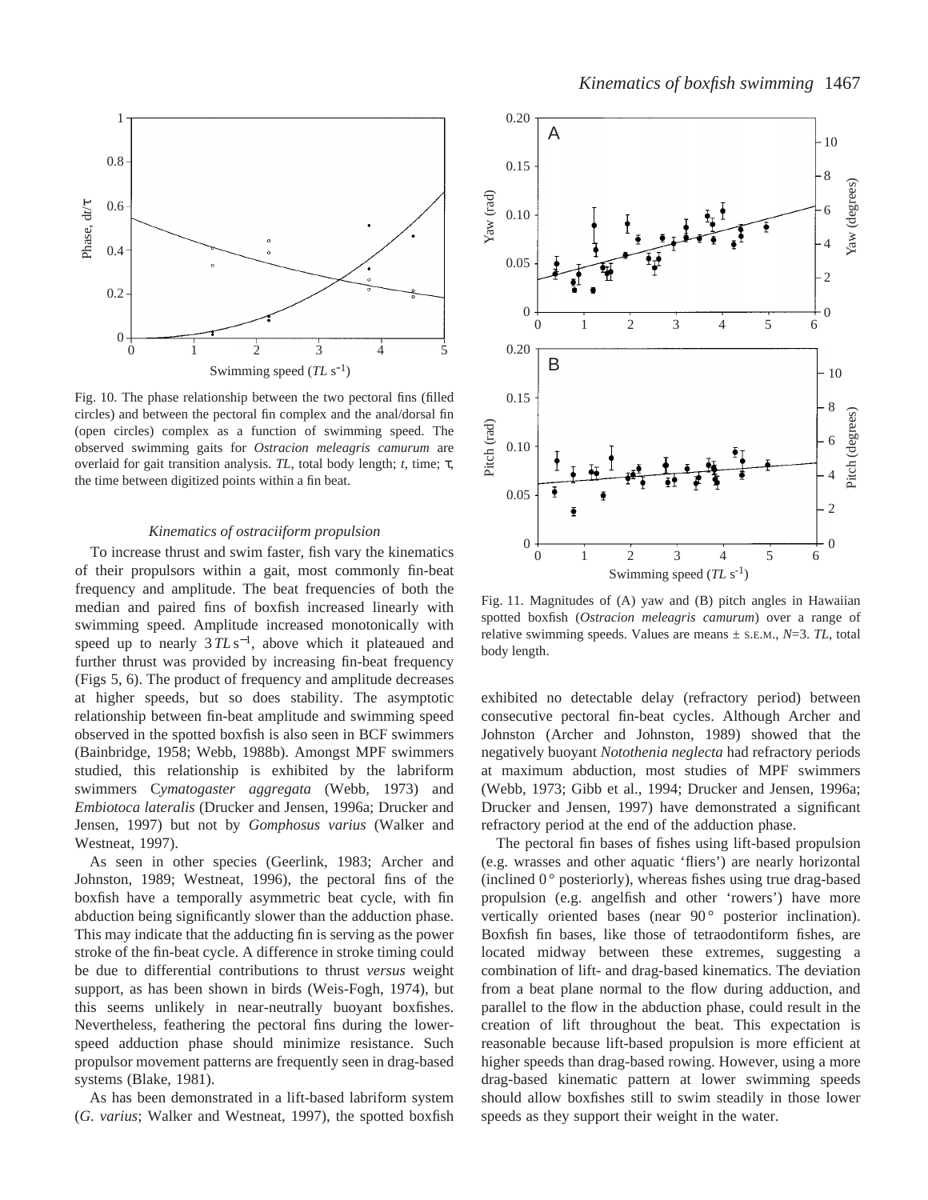Fig. 10. The phase relationship between the two pectoral fins (filled circles) and between the pectoral fin complex and the anal/dorsal fin (open circles) complex as a function of swimming speed. The observed swimming gaits for *Ostracion meleagris camurum* are overlaid for gait transition analysis. *TL*, total body length; *t*, time; $\tau$, the time between digitized points within a fin beat.

### *Kinematics of ostraciiform propulsion*

To increase thrust and swim faster, fish vary the kinematics of their propulsors within a gait, most commonly fin-beat frequency and amplitude. The beat frequencies of both the median and paired fins of boxfish increased linearly with swimming speed. Amplitude increased monotonically with speed up to nearly $3\,TL\,s^{-1}$, above which it plateaued and further thrust was provided by increasing fin-beat frequency (Figs 5, 6). The product of frequency and amplitude decreases at higher speeds, but so does stability. The asymptotic relationship between fin-beat amplitude and swimming speed observed in the spotted boxfish is also seen in BCF swimmers (Bainbridge, 1958; Webb, 1988b). Amongst MPF swimmers studied, this relationship is exhibited by the labriform swimmers C*ymatogaster aggregata* (Webb, 1973) and *Embiotoca lateralis* (Drucker and Jensen, 1996a; Drucker and Jensen, 1997) but not by *Gomphosus varius* (Walker and Westneat, 1997).

As seen in other species (Geerlink, 1983; Archer and Johnston, 1989; Westneat, 1996), the pectoral fins of the boxfish have a temporally asymmetric beat cycle, with fin abduction being significantly slower than the adduction phase. This may indicate that the adducting fin is serving as the power stroke of the fin-beat cycle. A difference in stroke timing could be due to differential contributions to thrust *versus* weight support, as has been shown in birds (Weis-Fogh, 1974), but this seems unlikely in near-neutrally buoyant boxfishes. Nevertheless, feathering the pectoral fins during the lower-speed adduction phase should minimize resistance. Such propulsor movement patterns are frequently seen in drag-based systems (Blake, 1981).

As has been demonstrated in a lift-based labriform system (*G. varius*; Walker and Westneat, 1997), the spotted boxfish exhibited no detectable delay (refractory period) between consecutive pectoral fin-beat cycles. Although Archer and Johnston (Archer and Johnston, 1989) showed that the negatively buoyant *Notothenia neglecta* had refractory periods at maximum abduction, most studies of MPF swimmers (Webb, 1973; Gibb et al., 1994; Drucker and Jensen, 1996a; Drucker and Jensen, 1997) have demonstrated a significant refractory period at the end of the adduction phase.

The pectoral fin bases of fishes using lift-based propulsion (e.g. wrasses and other aquatic 'fliers') are nearly horizontal (inclined 0° posteriorly), whereas fishes using true drag-based propulsion (e.g. angelfish and other 'rowers') have more vertically oriented bases (near 90° posterior inclination). Boxfish fin bases, like those of tetraodontiform fishes, are located midway between these extremes, suggesting a combination of lift- and drag-based kinematics. The deviation from a beat plane normal to the flow during adduction, and parallel to the flow in the abduction phase, could result in the creation of lift throughout the beat. This expectation is reasonable because lift-based propulsion is more efficient at higher speeds than drag-based rowing. However, using a more drag-based kinematic pattern at lower swimming speeds should allow boxfishes still to swim steadily in those lower speeds as they support their weight in the water.

Fig. 11. Magnitudes of (A) yaw and (B) pitch angles in Hawaiian spotted boxfish (*Ostracion meleagris camurum*) over a range of relative swimming speeds. Values are means ± S.E.M., $N$=3. *TL*, total body length.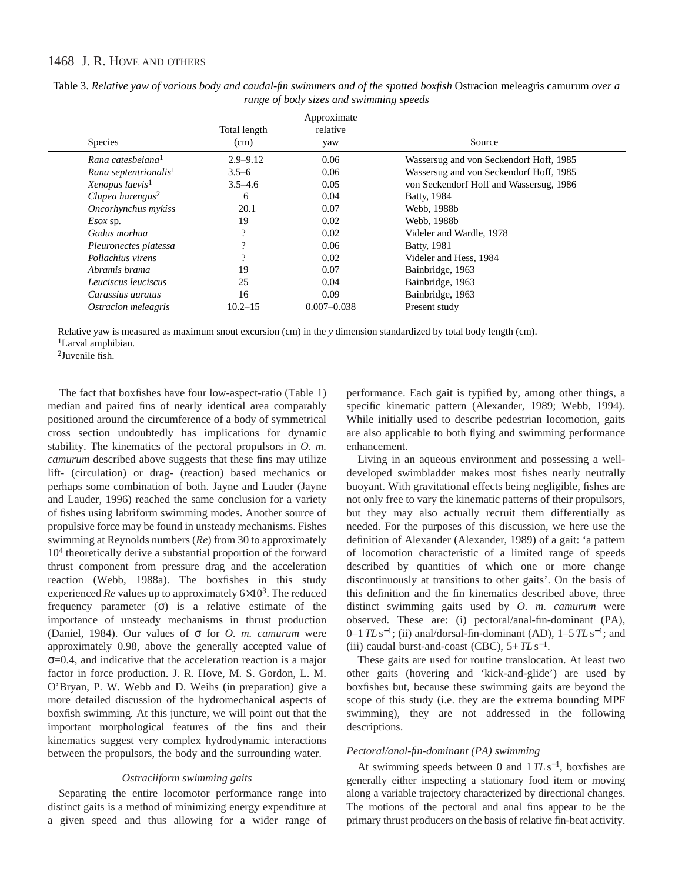Table 3. *Relative yaw of various body and caudal-fin swimmers and of the spotted boxfish* Ostracion meleagris camurum *over a range of body sizes and swimming speeds*

| Species | Total length (cm) | Approximate relative yaw | Source |
|---|---|---|---|
| *Rana catesbeiana*[1] | 2.9–9.12 | 0.06 | Wassersug and von Seckendorf Hoff, 1985 |
| *Rana septentrionalis*[1] | 3.5–6 | 0.06 | Wassersug and von Seckendorf Hoff, 1985 |
| *Xenopus laevis*[1] | 3.5–4.6 | 0.05 | von Seckendorf Hoff and Wassersug, 1986 |
| *Clupea harengus*[2] | 6 | 0.04 | Batty, 1984 |
| *Oncorhynchus mykiss* | 20.1 | 0.07 | Webb, 1988b |
| *Esox* sp. | 19 | 0.02 | Webb, 1988b |
| *Gadus morhua* | ? | 0.02 | Videler and Wardle, 1978 |
| *Pleuronectes platessa* | ? | 0.06 | Batty, 1981 |
| *Pollachius virens* | ? | 0.02 | Videler and Hess, 1984 |
| *Abramis brama* | 19 | 0.07 | Bainbridge, 1963 |
| *Leuciscus leuciscus* | 25 | 0.04 | Bainbridge, 1963 |
| *Carassius auratus* | 16 | 0.09 | Bainbridge, 1963 |
| *Ostracion meleagris* | 10.2–15 | 0.007–0.038 | Present study |

Relative yaw is measured as maximum snout excursion (cm) in the *y* dimension standardized by total body length (cm).
[1]Larval amphibian.
[2]Juvenile fish.

The fact that boxfishes have four low-aspect-ratio (Table 1) median and paired fins of nearly identical area comparably positioned around the circumference of a body of symmetrical cross section undoubtedly has implications for dynamic stability. The kinematics of the pectoral propulsors in *O. m. camurum* described above suggests that these fins may utilize lift- (circulation) or drag- (reaction) based mechanics or perhaps some combination of both. Jayne and Lauder (Jayne and Lauder, 1996) reached the same conclusion for a variety of fishes using labriform swimming modes. Another source of propulsive force may be found in unsteady mechanisms. Fishes swimming at Reynolds numbers (*Re*) from 30 to approximately $10^4$ theoretically derive a substantial proportion of the forward thrust component from pressure drag and the acceleration reaction (Webb, 1988a). The boxfishes in this study experienced *Re* values up to approximately $6\times10^3$. The reduced frequency parameter ($\sigma$) is a relative estimate of the importance of unsteady mechanisms in thrust production (Daniel, 1984). Our values of $\sigma$ for *O. m. camurum* were approximately 0.98, above the generally accepted value of $\sigma$=0.4, and indicative that the acceleration reaction is a major factor in force production. J. R. Hove, M. S. Gordon, L. M. O'Bryan, P. W. Webb and D. Weihs (in preparation) give a more detailed discussion of the hydromechanical aspects of boxfish swimming. At this juncture, we will point out that the important morphological features of the fins and their kinematics suggest very complex hydrodynamic interactions between the propulsors, the body and the surrounding water.

### *Ostraciiform swimming gaits*

Separating the entire locomotor performance range into distinct gaits is a method of minimizing energy expenditure at a given speed and thus allowing for a wider range of performance. Each gait is typified by, among other things, a specific kinematic pattern (Alexander, 1989; Webb, 1994). While initially used to describe pedestrian locomotion, gaits are also applicable to both flying and swimming performance enhancement.

Living in an aqueous environment and possessing a well-developed swimbladder makes most fishes nearly neutrally buoyant. With gravitational effects being negligible, fishes are not only free to vary the kinematic patterns of their propulsors, but they may also actually recruit them differentially as needed. For the purposes of this discussion, we here use the definition of Alexander (Alexander, 1989) of a gait: 'a pattern of locomotion characteristic of a limited range of speeds described by quantities of which one or more change discontinuously at transitions to other gaits'. On the basis of this definition and the fin kinematics described above, three distinct swimming gaits used by *O. m. camurum* were observed. These are: (i) pectoral/anal-fin-dominant (PA), 0–1 $TL\,s^{-1}$; (ii) anal/dorsal-fin-dominant (AD), 1–5 $TL\,s^{-1}$; and (iii) caudal burst-and-coast (CBC), 5+ $TL\,s^{-1}$.

These gaits are used for routine translocation. At least two other gaits (hovering and 'kick-and-glide') are used by boxfishes but, because these swimming gaits are beyond the scope of this study (i.e. they are the extrema bounding MPF swimming), they are not addressed in the following descriptions.

#### *Pectoral/anal-fin-dominant (PA) swimming*

At swimming speeds between 0 and 1 $TL\,s^{-1}$, boxfishes are generally either inspecting a stationary food item or moving along a variable trajectory characterized by directional changes. The motions of the pectoral and anal fins appear to be the primary thrust producers on the basis of relative fin-beat activity.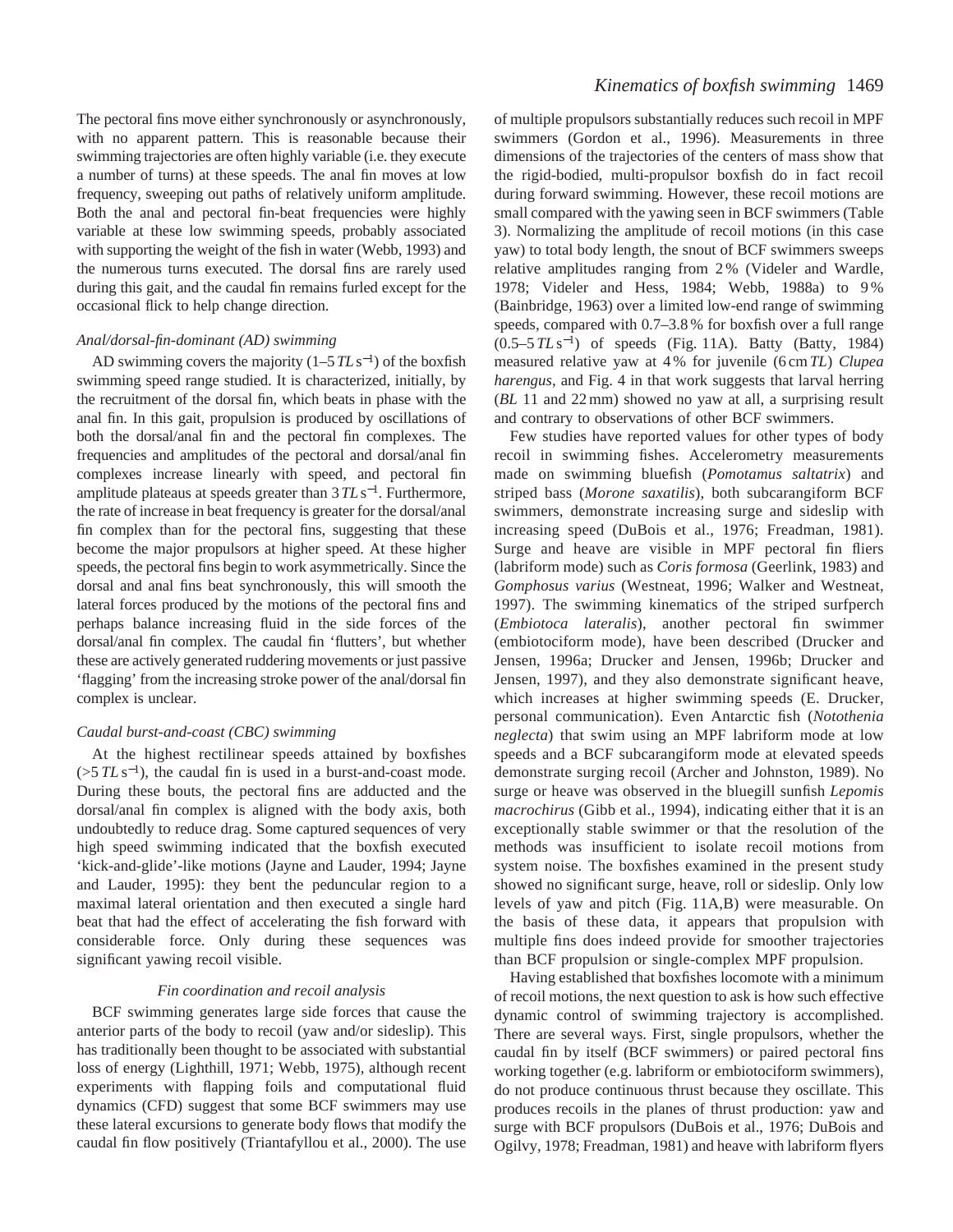The pectoral fins move either synchronously or asynchronously, with no apparent pattern. This is reasonable because their swimming trajectories are often highly variable (i.e. they execute a number of turns) at these speeds. The anal fin moves at low frequency, sweeping out paths of relatively uniform amplitude. Both the anal and pectoral fin-beat frequencies were highly variable at these low swimming speeds, probably associated with supporting the weight of the fish in water (Webb, 1993) and the numerous turns executed. The dorsal fins are rarely used during this gait, and the caudal fin remains furled except for the occasional flick to help change direction.

### *Anal/dorsal-fin-dominant (AD) swimming*

AD swimming covers the majority (1–5 $TL\,s^{-1}$) of the boxfish swimming speed range studied. It is characterized, initially, by the recruitment of the dorsal fin, which beats in phase with the anal fin. In this gait, propulsion is produced by oscillations of both the dorsal/anal fin and the pectoral fin complexes. The frequencies and amplitudes of the pectoral and dorsal/anal fin complexes increase linearly with speed, and pectoral fin amplitude plateaus at speeds greater than 3 $TL\,s^{-1}$. Furthermore, the rate of increase in beat frequency is greater for the dorsal/anal fin complex than for the pectoral fins, suggesting that these become the major propulsors at higher speed. At these higher speeds, the pectoral fins begin to work asymmetrically. Since the dorsal and anal fins beat synchronously, this will smooth the lateral forces produced by the motions of the pectoral fins and perhaps balance increasing fluid in the side forces of the dorsal/anal fin complex. The caudal fin 'flutters', but whether these are actively generated ruddering movements or just passive 'flagging' from the increasing stroke power of the anal/dorsal fin complex is unclear.

### *Caudal burst-and-coast (CBC) swimming*

At the highest rectilinear speeds attained by boxfishes (>5 $TL\,s^{-1}$), the caudal fin is used in a burst-and-coast mode. During these bouts, the pectoral fins are adducted and the dorsal/anal fin complex is aligned with the body axis, both undoubtedly to reduce drag. Some captured sequences of very high speed swimming indicated that the boxfish executed 'kick-and-glide'-like motions (Jayne and Lauder, 1994; Jayne and Lauder, 1995): they bent the peduncular region to a maximal lateral orientation and then executed a single hard beat that had the effect of accelerating the fish forward with considerable force. Only during these sequences was significant yawing recoil visible.

### *Fin coordination and recoil analysis*

BCF swimming generates large side forces that cause the anterior parts of the body to recoil (yaw and/or sideslip). This has traditionally been thought to be associated with substantial loss of energy (Lighthill, 1971; Webb, 1975), although recent experiments with flapping foils and computational fluid dynamics (CFD) suggest that some BCF swimmers may use these lateral excursions to generate body flows that modify the caudal fin flow positively (Triantafyllou et al., 2000). The use of multiple propulsors substantially reduces such recoil in MPF swimmers (Gordon et al., 1996). Measurements in three dimensions of the trajectories of the centers of mass show that the rigid-bodied, multi-propulsor boxfish do in fact recoil during forward swimming. However, these recoil motions are small compared with the yawing seen in BCF swimmers (Table 3). Normalizing the amplitude of recoil motions (in this case yaw) to total body length, the snout of BCF swimmers sweeps relative amplitudes ranging from 2 % (Videler and Wardle, 1978; Videler and Hess, 1984; Webb, 1988a) to 9 % (Bainbridge, 1963) over a limited low-end range of swimming speeds, compared with 0.7–3.8 % for boxfish over a full range (0.5–5 $TL\,s^{-1}$) of speeds (Fig. 11A). Batty (Batty, 1984) measured relative yaw at 4 % for juvenile (6 cm *TL*) *Clupea harengus*, and Fig. 4 in that work suggests that larval herring (*BL* 11 and 22 mm) showed no yaw at all, a surprising result and contrary to observations of other BCF swimmers.

Few studies have reported values for other types of body recoil in swimming fishes. Accelerometry measurements made on swimming bluefish (*Pomotamus saltatrix*) and striped bass (*Morone saxatilis*), both subcarangiform BCF swimmers, demonstrate increasing surge and sideslip with increasing speed (DuBois et al., 1976; Freadman, 1981). Surge and heave are visible in MPF pectoral fin fliers (labriform mode) such as *Coris formosa* (Geerlink, 1983) and *Gomphosus varius* (Westneat, 1996; Walker and Westneat, 1997). The swimming kinematics of the striped surfperch (*Embiotoca lateralis*), another pectoral fin swimmer (embiotociform mode), have been described (Drucker and Jensen, 1996a; Drucker and Jensen, 1996b; Drucker and Jensen, 1997), and they also demonstrate significant heave, which increases at higher swimming speeds (E. Drucker, personal communication). Even Antarctic fish (*Notothenia neglecta*) that swim using an MPF labriform mode at low speeds and a BCF subcarangiform mode at elevated speeds demonstrate surging recoil (Archer and Johnston, 1989). No surge or heave was observed in the bluegill sunfish *Lepomis macrochirus* (Gibb et al., 1994), indicating either that it is an exceptionally stable swimmer or that the resolution of the methods was insufficient to isolate recoil motions from system noise. The boxfishes examined in the present study showed no significant surge, heave, roll or sideslip. Only low levels of yaw and pitch (Fig. 11A,B) were measurable. On the basis of these data, it appears that propulsion with multiple fins does indeed provide for smoother trajectories than BCF propulsion or single-complex MPF propulsion.

Having established that boxfishes locomote with a minimum of recoil motions, the next question to ask is how such effective dynamic control of swimming trajectory is accomplished. There are several ways. First, single propulsors, whether the caudal fin by itself (BCF swimmers) or paired pectoral fins working together (e.g. labriform or embiotociform swimmers), do not produce continuous thrust because they oscillate. This produces recoils in the planes of thrust production: yaw and surge with BCF propulsors (DuBois et al., 1976; DuBois and Ogilvy, 1978; Freadman, 1981) and heave with labriform flyers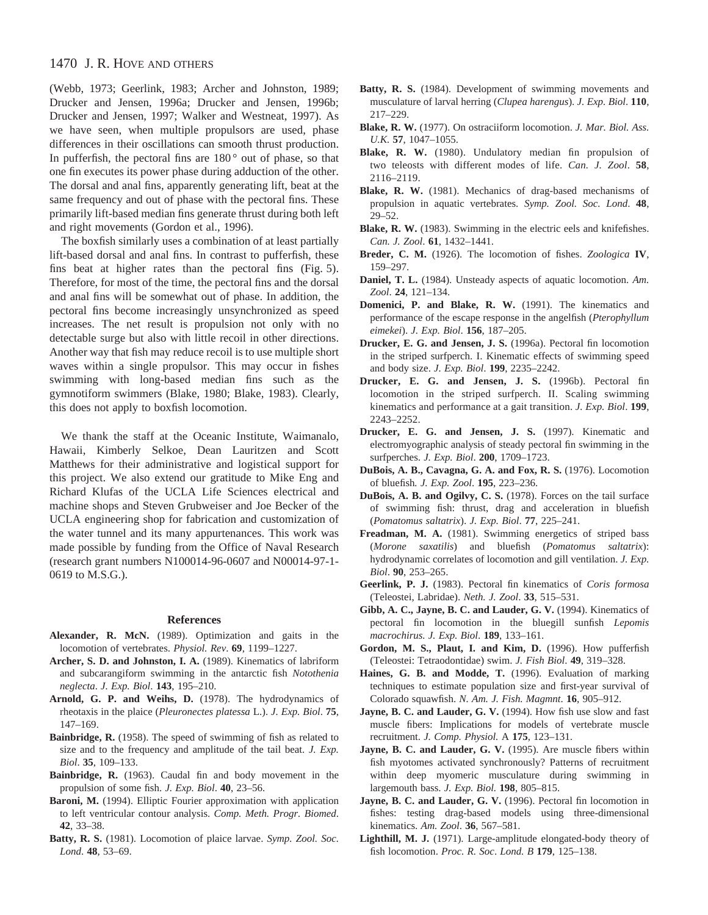(Webb, 1973; Geerlink, 1983; Archer and Johnston, 1989; Drucker and Jensen, 1996a; Drucker and Jensen, 1996b; Drucker and Jensen, 1997; Walker and Westneat, 1997). As we have seen, when multiple propulsors are used, phase differences in their oscillations can smooth thrust production. In pufferfish, the pectoral fins are 180° out of phase, so that one fin executes its power phase during adduction of the other. The dorsal and anal fins, apparently generating lift, beat at the same frequency and out of phase with the pectoral fins. These primarily lift-based median fins generate thrust during both left and right movements (Gordon et al., 1996).

The boxfish similarly uses a combination of at least partially lift-based dorsal and anal fins. In contrast to pufferfish, these fins beat at higher rates than the pectoral fins (Fig. 5). Therefore, for most of the time, the pectoral fins and the dorsal and anal fins will be somewhat out of phase. In addition, the pectoral fins become increasingly unsynchronized as speed increases. The net result is propulsion not only with no detectable surge but also with little recoil in other directions. Another way that fish may reduce recoil is to use multiple short waves within a single propulsor. This may occur in fishes swimming with long-based median fins such as the gymnotiform swimmers (Blake, 1980; Blake, 1983). Clearly, this does not apply to boxfish locomotion.

We thank the staff at the Oceanic Institute, Waimanalo, Hawaii, Kimberly Selkoe, Dean Lauritzen and Scott Matthews for their administrative and logistical support for this project. We also extend our gratitude to Mike Eng and Richard Klufas of the UCLA Life Sciences electrical and machine shops and Steven Grubweiser and Joe Becker of the UCLA engineering shop for fabrication and customization of the water tunnel and its many appurtenances. This work was made possible by funding from the Office of Naval Research (research grant numbers N100014-96-0607 and N00014-97-1-0619 to M.S.G.).

## References

**Alexander, R. McN.** (1989). Optimization and gaits in the locomotion of vertebrates. *Physiol. Rev*. **69**, 1199–1227.

**Archer, S. D. and Johnston, I. A.** (1989). Kinematics of labriform and subcarangiform swimming in the antarctic fish *Notothenia neglecta*. *J. Exp. Biol*. **143**, 195–210.

**Arnold, G. P. and Weihs, D.** (1978). The hydrodynamics of rheotaxis in the plaice (*Pleuronectes platessa* L.). *J. Exp. Biol*. **75**, 147–169.

**Bainbridge, R.** (1958). The speed of swimming of fish as related to size and to the frequency and amplitude of the tail beat. *J. Exp. Biol*. **35**, 109–133.

**Bainbridge, R.** (1963). Caudal fin and body movement in the propulsion of some fish. *J. Exp. Biol*. **40**, 23–56.

**Baroni, M.** (1994). Elliptic Fourier approximation with application to left ventricular contour analysis. *Comp. Meth. Progr. Biomed*. **42**, 33–38.

**Batty, R. S.** (1981). Locomotion of plaice larvae. *Symp. Zool. Soc. Lond*. **48**, 53–69.

**Batty, R. S.** (1984). Development of swimming movements and musculature of larval herring (*Clupea harengus*). *J. Exp. Biol*. **110**, 217–229.

**Blake, R. W.** (1977). On ostraciiform locomotion. *J. Mar. Biol. Ass. U.K.* **57**, 1047–1055.

**Blake, R. W.** (1980). Undulatory median fin propulsion of two teleosts with different modes of life. *Can. J. Zool*. **58**, 2116–2119.

**Blake, R. W.** (1981). Mechanics of drag-based mechanisms of propulsion in aquatic vertebrates. *Symp. Zool. Soc. Lond*. **48**, 29–52.

**Blake, R. W.** (1983). Swimming in the electric eels and knifefishes. *Can. J. Zool*. **61**, 1432–1441.

**Breder, C. M.** (1926). The locomotion of fishes. *Zoologica* **IV**, 159–297.

**Daniel, T. L.** (1984). Unsteady aspects of aquatic locomotion. *Am. Zool*. **24**, 121–134.

**Domenici, P. and Blake, R. W.** (1991). The kinematics and performance of the escape response in the angelfish (*Pterophyllum eimekei*). *J. Exp. Biol*. **156**, 187–205.

**Drucker, E. G. and Jensen, J. S.** (1996a). Pectoral fin locomotion in the striped surfperch. I. Kinematic effects of swimming speed and body size. *J. Exp. Biol*. **199**, 2235–2242.

**Drucker, E. G. and Jensen, J. S.** (1996b). Pectoral fin locomotion in the striped surfperch. II. Scaling swimming kinematics and performance at a gait transition. *J. Exp. Biol*. **199**, 2243–2252.

**Drucker, E. G. and Jensen, J. S.** (1997). Kinematic and electromyographic analysis of steady pectoral fin swimming in the surfperches. *J. Exp. Biol*. **200**, 1709–1723.

**DuBois, A. B., Cavagna, G. A. and Fox, R. S.** (1976). Locomotion of bluefish. *J. Exp. Zool*. **195**, 223–236.

**DuBois, A. B. and Ogilvy, C. S.** (1978). Forces on the tail surface of swimming fish: thrust, drag and acceleration in bluefish (*Pomatomus saltatrix*). *J. Exp. Biol*. **77**, 225–241.

**Freadman, M. A.** (1981). Swimming energetics of striped bass (*Morone saxatilis*) and bluefish (*Pomatomus saltatrix*): hydrodynamic correlates of locomotion and gill ventilation. *J. Exp. Biol*. **90**, 253–265.

**Geerlink, P. J.** (1983). Pectoral fin kinematics of *Coris formosa* (Teleostei, Labridae). *Neth. J. Zool*. **33**, 515–531.

**Gibb, A. C., Jayne, B. C. and Lauder, G. V.** (1994). Kinematics of pectoral fin locomotion in the bluegill sunfish *Lepomis macrochirus. J. Exp. Biol*. **189**, 133–161.

**Gordon, M. S., Plaut, I. and Kim, D.** (1996). How pufferfish (Teleostei: Tetraodontidae) swim. *J. Fish Biol*. **49**, 319–328.

**Haines, G. B. and Modde, T.** (1996). Evaluation of marking techniques to estimate population size and first-year survival of Colorado squawfish. *N. Am. J. Fish. Magmnt*. **16**, 905–912.

**Jayne, B. C. and Lauder, G. V.** (1994). How fish use slow and fast muscle fibers: Implications for models of vertebrate muscle recruitment. *J. Comp. Physiol.* A **175**, 123–131.

**Jayne, B. C. and Lauder, G. V.** (1995). Are muscle fibers within fish myotomes activated synchronously? Patterns of recruitment within deep myomeric musculature during swimming in largemouth bass. *J. Exp. Biol.* **198**, 805–815.

**Jayne, B. C. and Lauder, G. V.** (1996). Pectoral fin locomotion in fishes: testing drag-based models using three-dimensional kinematics. *Am. Zool*. **36**, 567–581.

**Lighthill, M. J.** (1971). Large-amplitude elongated-body theory of fish locomotion. *Proc. R. Soc. Lond. B* **179**, 125–138.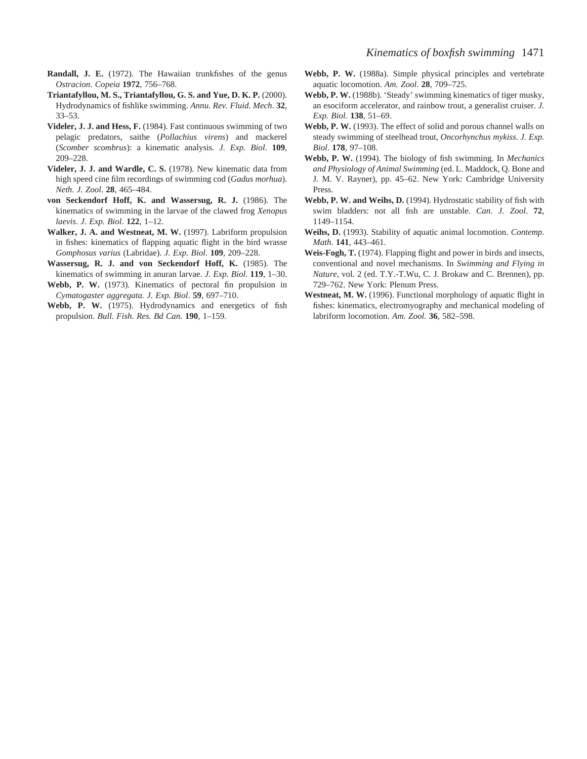**Randall, J. E.** (1972). The Hawaiian trunkfishes of the genus *Ostracion*. *Copeia* **1972**, 756–768.

**Triantafyllou, M. S., Triantafyllou, G. S. and Yue, D. K. P.** (2000). Hydrodynamics of fishlike swimming. *Annu. Rev. Fluid. Mech*. **32**, 33–53.

**Videler, J. J. and Hess, F.** (1984). Fast continuous swimming of two pelagic predators, saithe (*Pollachius virens*) and mackerel (*Scomber scombrus*): a kinematic analysis. *J. Exp. Biol.* **109**, 209–228.

**Videler, J. J. and Wardle, C. S.** (1978). New kinematic data from high speed cine film recordings of swimming cod (*Gadus morhua*). *Neth. J. Zool*. **28**, 465–484.

**von Seckendorf Hoff, K. and Wassersug, R. J.** (1986). The kinematics of swimming in the larvae of the clawed frog *Xenopus laevis*. *J. Exp. Biol*. **122**, 1–12.

**Walker, J. A. and Westneat, M. W.** (1997). Labriform propulsion in fishes: kinematics of flapping aquatic flight in the bird wrasse *Gomphosus varius* (Labridae). *J. Exp. Biol*. **109**, 209–228.

**Wassersug, R. J. and von Seckendorf Hoff, K.** (1985). The kinematics of swimming in anuran larvae. *J. Exp. Biol*. **119**, 1–30.

**Webb, P. W.** (1973). Kinematics of pectoral fin propulsion in *Cymatogaster aggregata*. *J. Exp. Biol*. **59**, 697–710.

**Webb, P. W.** (1975). Hydrodynamics and energetics of fish propulsion. *Bull. Fish. Res. Bd Can.* **190**, 1–159.

**Webb, P. W.** (1988a). Simple physical principles and vertebrate aquatic locomotion. *Am. Zool*. **28**, 709–725.

**Webb, P. W.** (1988b). 'Steady' swimming kinematics of tiger musky, an esociform accelerator, and rainbow trout, a generalist cruiser. *J. Exp. Biol.* **138**, 51–69.

**Webb, P. W.** (1993). The effect of solid and porous channel walls on steady swimming of steelhead trout, *Oncorhynchus mykiss*. *J. Exp. Biol*. **178**, 97–108.

**Webb, P. W.** (1994). The biology of fish swimming. In *Mechanics and Physiology of Animal Swimming* (ed. L. Maddock, Q. Bone and J. M. V. Rayner), pp. 45–62. New York: Cambridge University Press.

**Webb, P. W. and Weihs, D.** (1994). Hydrostatic stability of fish with swim bladders: not all fish are unstable. *Can. J. Zool*. **72**, 1149–1154.

**Weihs, D.** (1993). Stability of aquatic animal locomotion. *Contemp. Math*. **141**, 443–461.

**Weis-Fogh, T.** (1974). Flapping flight and power in birds and insects, conventional and novel mechanisms. In *Swimming and Flying in Nature*, vol. 2 (ed. T.Y.-T.Wu, C. J. Brokaw and C. Brennen), pp. 729–762. New York: Plenum Press.

**Westneat, M. W.** (1996). Functional morphology of aquatic flight in fishes: kinematics, electromyography and mechanical modeling of labriform locomotion. *Am. Zool*. **36**, 582–598.